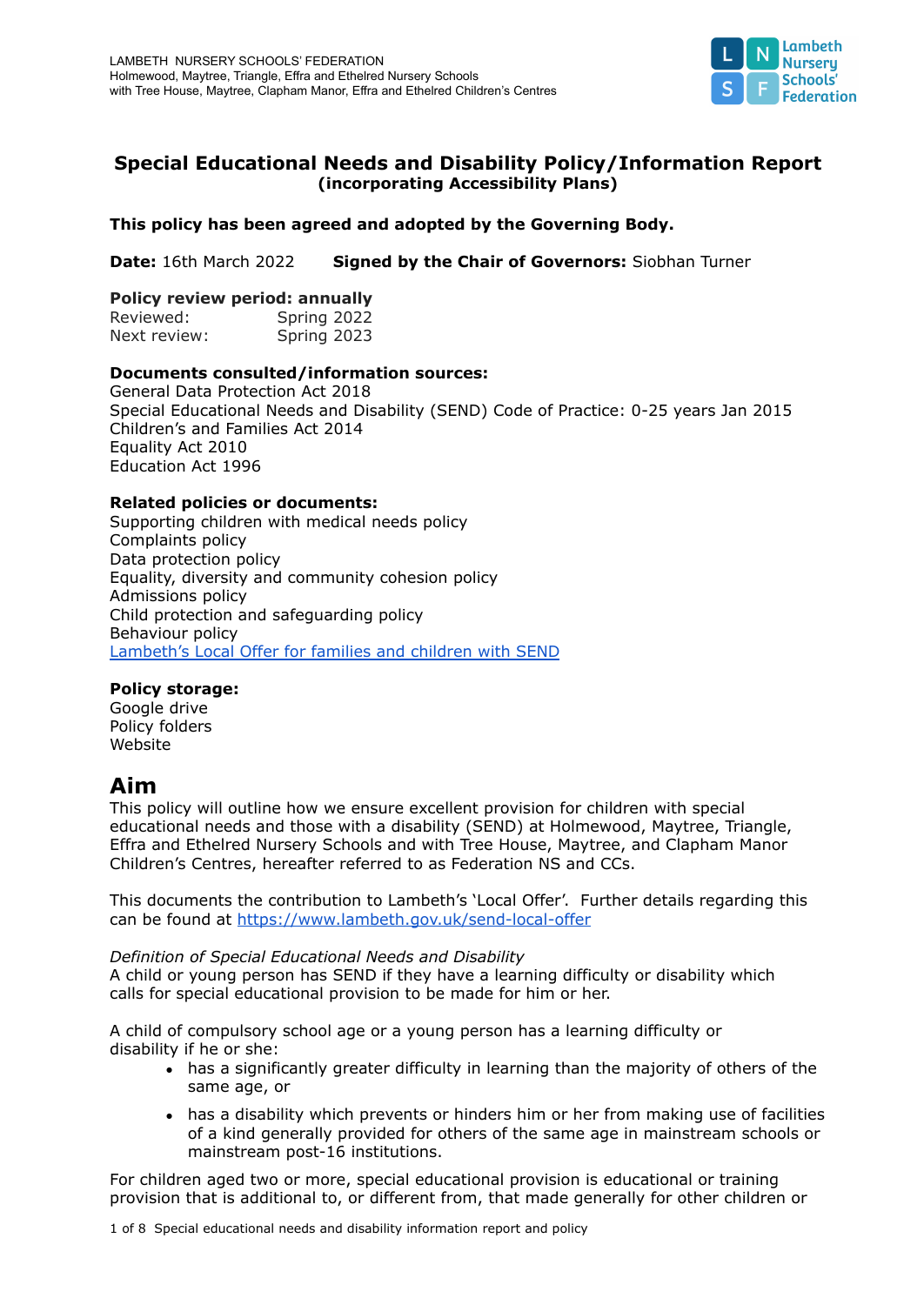LAMBETH NURSERY SCHOOLS' FEDERATION
Holmewood, Maytree, Triangle, Effra and Ethelred Nursery Schools
with Tree House, Maytree, Clapham Manor, Effra and Ethelred Children's Centres

# Special Educational Needs and Disability Policy/Information Report
**(incorporating Accessibility Plans)**

**This policy has been agreed and adopted by the Governing Body.**

**Date:** 16th March 2022 **Signed by the Chair of Governors:** Siobhan Turner

**Policy review period: annually**
Reviewed: Spring 2022
Next review: Spring 2023

**Documents consulted/information sources:**
General Data Protection Act 2018
Special Educational Needs and Disability (SEND) Code of Practice: 0-25 years Jan 2015
Children's and Families Act 2014
Equality Act 2010
Education Act 1996

**Related policies or documents:**
Supporting children with medical needs policy
Complaints policy
Data protection policy
Equality, diversity and community cohesion policy
Admissions policy
Child protection and safeguarding policy
Behaviour policy
Lambeth's Local Offer for families and children with SEND

**Policy storage:**
Google drive
Policy folders
Website

## Aim

This policy will outline how we ensure excellent provision for children with special educational needs and those with a disability (SEND) at Holmewood, Maytree, Triangle, Effra and Ethelred Nursery Schools and with Tree House, Maytree, and Clapham Manor Children's Centres, hereafter referred to as Federation NS and CCs.

This documents the contribution to Lambeth's 'Local Offer'. Further details regarding this can be found at https://www.lambeth.gov.uk/send-local-offer

*Definition of Special Educational Needs and Disability*
A child or young person has SEND if they have a learning difficulty or disability which calls for special educational provision to be made for him or her.

A child of compulsory school age or a young person has a learning difficulty or disability if he or she:

- has a significantly greater difficulty in learning than the majority of others of the same age, or
- has a disability which prevents or hinders him or her from making use of facilities of a kind generally provided for others of the same age in mainstream schools or mainstream post-16 institutions.

For children aged two or more, special educational provision is educational or training provision that is additional to, or different from, that made generally for other children or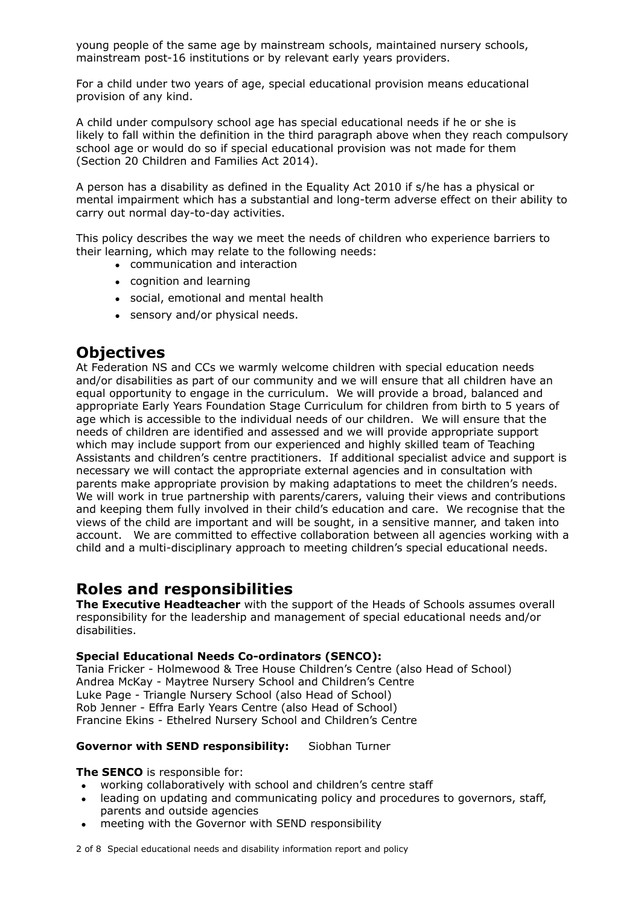young people of the same age by mainstream schools, maintained nursery schools, mainstream post-16 institutions or by relevant early years providers.

For a child under two years of age, special educational provision means educational provision of any kind.

A child under compulsory school age has special educational needs if he or she is likely to fall within the definition in the third paragraph above when they reach compulsory school age or would do so if special educational provision was not made for them (Section 20 Children and Families Act 2014).

A person has a disability as defined in the Equality Act 2010 if s/he has a physical or mental impairment which has a substantial and long-term adverse effect on their ability to carry out normal day-to-day activities.

This policy describes the way we meet the needs of children who experience barriers to their learning, which may relate to the following needs:

- communication and interaction
- cognition and learning
- social, emotional and mental health
- sensory and/or physical needs.

## Objectives

At Federation NS and CCs we warmly welcome children with special education needs and/or disabilities as part of our community and we will ensure that all children have an equal opportunity to engage in the curriculum. We will provide a broad, balanced and appropriate Early Years Foundation Stage Curriculum for children from birth to 5 years of age which is accessible to the individual needs of our children. We will ensure that the needs of children are identified and assessed and we will provide appropriate support which may include support from our experienced and highly skilled team of Teaching Assistants and children's centre practitioners. If additional specialist advice and support is necessary we will contact the appropriate external agencies and in consultation with parents make appropriate provision by making adaptations to meet the children's needs. We will work in true partnership with parents/carers, valuing their views and contributions and keeping them fully involved in their child's education and care. We recognise that the views of the child are important and will be sought, in a sensitive manner, and taken into account. We are committed to effective collaboration between all agencies working with a child and a multi-disciplinary approach to meeting children's special educational needs.

## Roles and responsibilities

**The Executive Headteacher** with the support of the Heads of Schools assumes overall responsibility for the leadership and management of special educational needs and/or disabilities.

**Special Educational Needs Co-ordinators (SENCO):**

Tania Fricker - Holmewood & Tree House Children's Centre (also Head of School)
Andrea McKay - Maytree Nursery School and Children's Centre
Luke Page - Triangle Nursery School (also Head of School)
Rob Jenner - Effra Early Years Centre (also Head of School)
Francine Ekins - Ethelred Nursery School and Children's Centre

**Governor with SEND responsibility:** Siobhan Turner

**The SENCO** is responsible for:

- working collaboratively with school and children's centre staff
- leading on updating and communicating policy and procedures to governors, staff, parents and outside agencies
- meeting with the Governor with SEND responsibility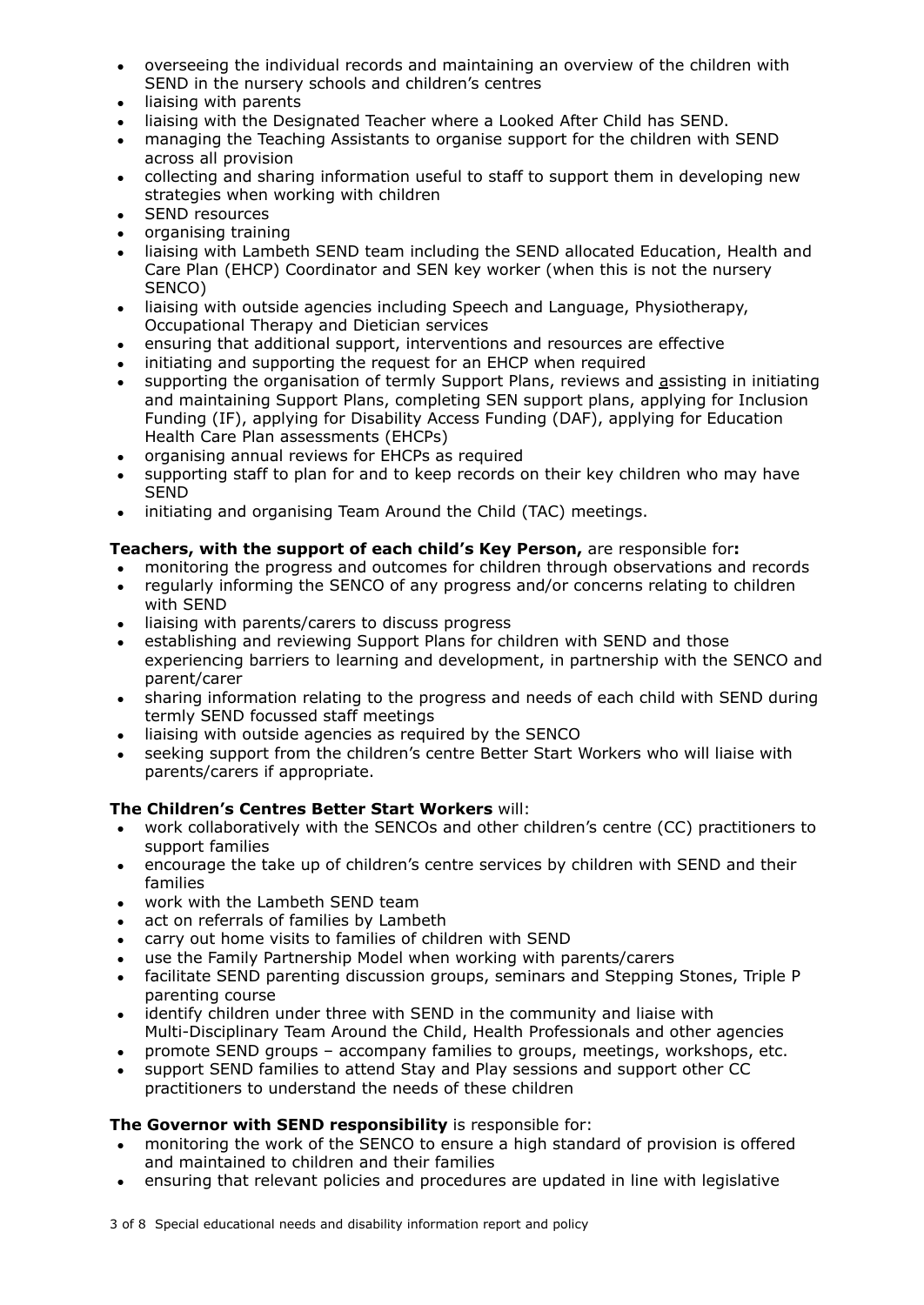- overseeing the individual records and maintaining an overview of the children with SEND in the nursery schools and children's centres
- liaising with parents
- liaising with the Designated Teacher where a Looked After Child has SEND.
- managing the Teaching Assistants to organise support for the children with SEND across all provision
- collecting and sharing information useful to staff to support them in developing new strategies when working with children
- SEND resources
- organising training
- liaising with Lambeth SEND team including the SEND allocated Education, Health and Care Plan (EHCP) Coordinator and SEN key worker (when this is not the nursery SENCO)
- liaising with outside agencies including Speech and Language, Physiotherapy, Occupational Therapy and Dietician services
- ensuring that additional support, interventions and resources are effective
- initiating and supporting the request for an EHCP when required
- supporting the organisation of termly Support Plans, reviews and assisting in initiating and maintaining Support Plans, completing SEN support plans, applying for Inclusion Funding (IF), applying for Disability Access Funding (DAF), applying for Education Health Care Plan assessments (EHCPs)
- organising annual reviews for EHCPs as required
- supporting staff to plan for and to keep records on their key children who may have SEND
- initiating and organising Team Around the Child (TAC) meetings.

**Teachers, with the support of each child's Key Person,** are responsible for**:**

- monitoring the progress and outcomes for children through observations and records
- regularly informing the SENCO of any progress and/or concerns relating to children with SEND
- liaising with parents/carers to discuss progress
- establishing and reviewing Support Plans for children with SEND and those experiencing barriers to learning and development, in partnership with the SENCO and parent/carer
- sharing information relating to the progress and needs of each child with SEND during termly SEND focussed staff meetings
- liaising with outside agencies as required by the SENCO
- seeking support from the children's centre Better Start Workers who will liaise with parents/carers if appropriate.

**The Children's Centres Better Start Workers** will:

- work collaboratively with the SENCOs and other children's centre (CC) practitioners to support families
- encourage the take up of children's centre services by children with SEND and their families
- work with the Lambeth SEND team
- act on referrals of families by Lambeth
- carry out home visits to families of children with SEND
- use the Family Partnership Model when working with parents/carers
- facilitate SEND parenting discussion groups, seminars and Stepping Stones, Triple P parenting course
- identify children under three with SEND in the community and liaise with Multi-Disciplinary Team Around the Child, Health Professionals and other agencies
- promote SEND groups – accompany families to groups, meetings, workshops, etc.
- support SEND families to attend Stay and Play sessions and support other CC practitioners to understand the needs of these children

**The Governor with SEND responsibility** is responsible for:

- monitoring the work of the SENCO to ensure a high standard of provision is offered and maintained to children and their families
- ensuring that relevant policies and procedures are updated in line with legislative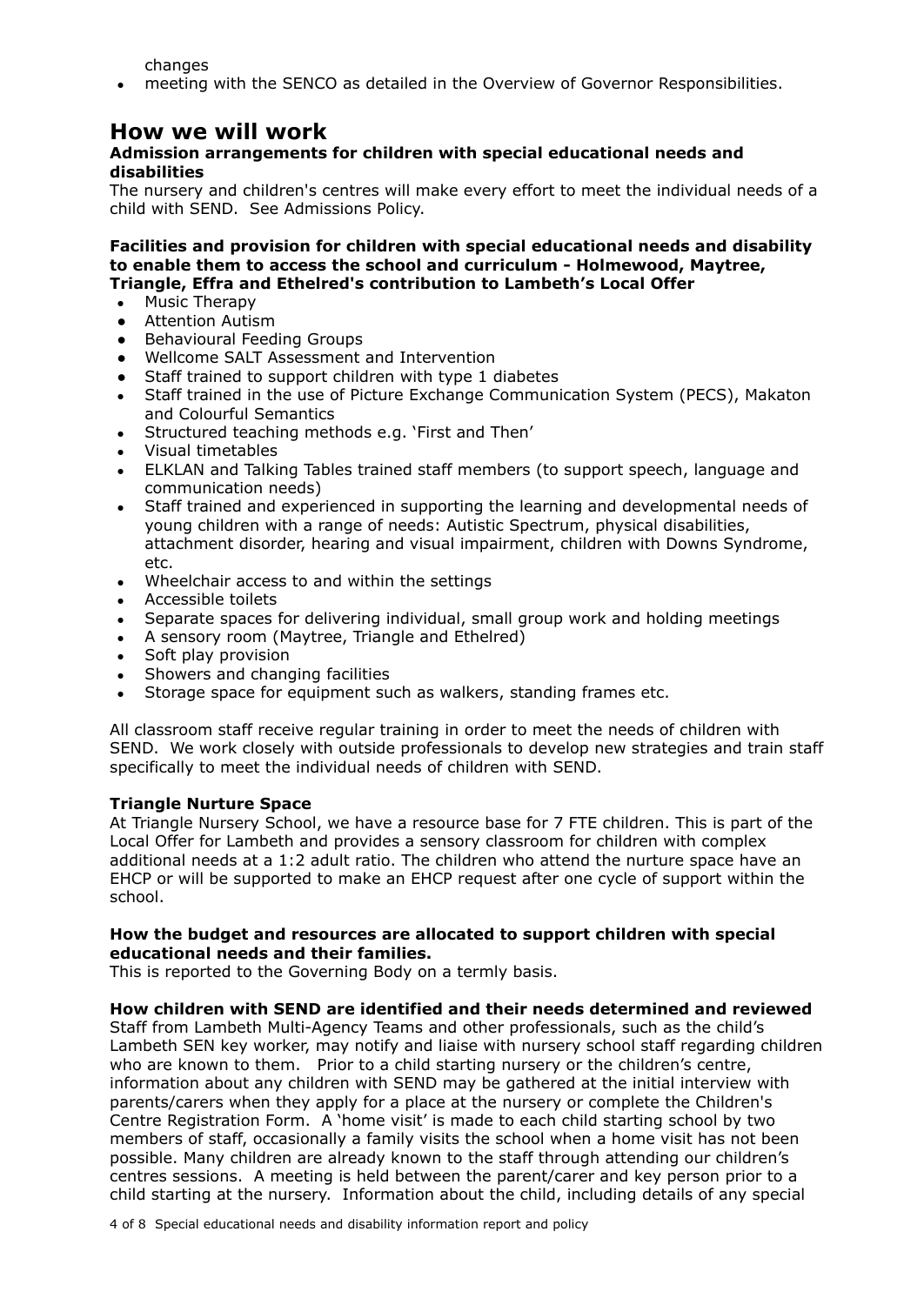changes
- meeting with the SENCO as detailed in the Overview of Governor Responsibilities.

# How we will work

**Admission arrangements for children with special educational needs and disabilities**

The nursery and children's centres will make every effort to meet the individual needs of a child with SEND. See Admissions Policy.

**Facilities and provision for children with special educational needs and disability to enable them to access the school and curriculum - Holmewood, Maytree, Triangle, Effra and Ethelred's contribution to Lambeth's Local Offer**

- Music Therapy
- Attention Autism
- Behavioural Feeding Groups
- Wellcome SALT Assessment and Intervention
- Staff trained to support children with type 1 diabetes
- Staff trained in the use of Picture Exchange Communication System (PECS), Makaton and Colourful Semantics
- Structured teaching methods e.g. 'First and Then'
- Visual timetables
- ELKLAN and Talking Tables trained staff members (to support speech, language and communication needs)
- Staff trained and experienced in supporting the learning and developmental needs of young children with a range of needs: Autistic Spectrum, physical disabilities, attachment disorder, hearing and visual impairment, children with Downs Syndrome, etc.
- Wheelchair access to and within the settings
- Accessible toilets
- Separate spaces for delivering individual, small group work and holding meetings
- A sensory room (Maytree, Triangle and Ethelred)
- Soft play provision
- Showers and changing facilities
- Storage space for equipment such as walkers, standing frames etc.

All classroom staff receive regular training in order to meet the needs of children with SEND. We work closely with outside professionals to develop new strategies and train staff specifically to meet the individual needs of children with SEND.

**Triangle Nurture Space**

At Triangle Nursery School, we have a resource base for 7 FTE children. This is part of the Local Offer for Lambeth and provides a sensory classroom for children with complex additional needs at a 1:2 adult ratio. The children who attend the nurture space have an EHCP or will be supported to make an EHCP request after one cycle of support within the school.

**How the budget and resources are allocated to support children with special educational needs and their families.**

This is reported to the Governing Body on a termly basis.

**How children with SEND are identified and their needs determined and reviewed**

Staff from Lambeth Multi-Agency Teams and other professionals, such as the child's Lambeth SEN key worker, may notify and liaise with nursery school staff regarding children who are known to them. Prior to a child starting nursery or the children's centre, information about any children with SEND may be gathered at the initial interview with parents/carers when they apply for a place at the nursery or complete the Children's Centre Registration Form. A 'home visit' is made to each child starting school by two members of staff, occasionally a family visits the school when a home visit has not been possible. Many children are already known to the staff through attending our children's centres sessions. A meeting is held between the parent/carer and key person prior to a child starting at the nursery. Information about the child, including details of any special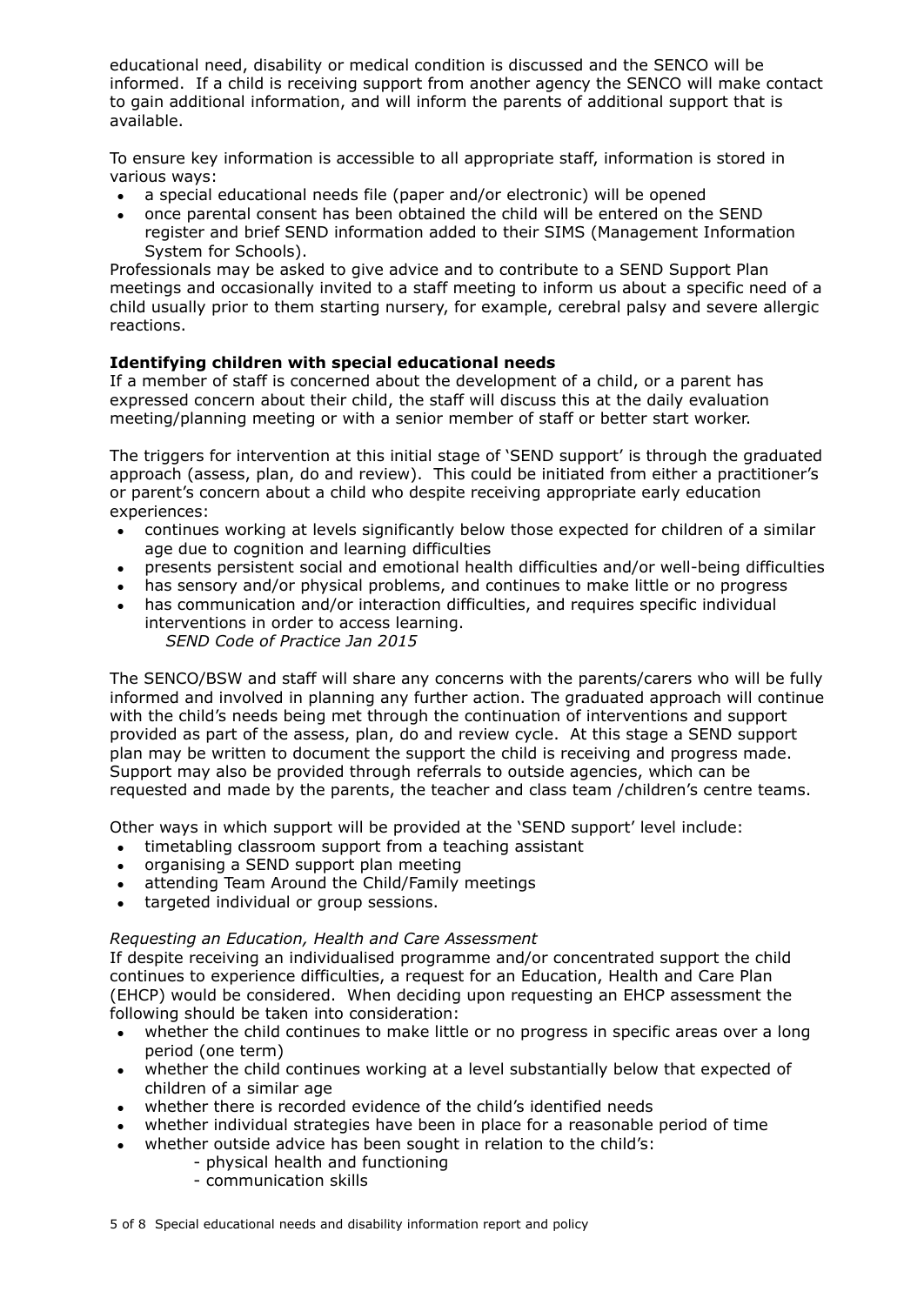educational need, disability or medical condition is discussed and the SENCO will be informed. If a child is receiving support from another agency the SENCO will make contact to gain additional information, and will inform the parents of additional support that is available.

To ensure key information is accessible to all appropriate staff, information is stored in various ways:

- a special educational needs file (paper and/or electronic) will be opened
- once parental consent has been obtained the child will be entered on the SEND register and brief SEND information added to their SIMS (Management Information System for Schools).

Professionals may be asked to give advice and to contribute to a SEND Support Plan meetings and occasionally invited to a staff meeting to inform us about a specific need of a child usually prior to them starting nursery, for example, cerebral palsy and severe allergic reactions.

**Identifying children with special educational needs**

If a member of staff is concerned about the development of a child, or a parent has expressed concern about their child, the staff will discuss this at the daily evaluation meeting/planning meeting or with a senior member of staff or better start worker.

The triggers for intervention at this initial stage of 'SEND support' is through the graduated approach (assess, plan, do and review). This could be initiated from either a practitioner's or parent's concern about a child who despite receiving appropriate early education experiences:

- continues working at levels significantly below those expected for children of a similar age due to cognition and learning difficulties
- presents persistent social and emotional health difficulties and/or well-being difficulties
- has sensory and/or physical problems, and continues to make little or no progress
- has communication and/or interaction difficulties, and requires specific individual interventions in order to access learning.
  *SEND Code of Practice Jan 2015*

The SENCO/BSW and staff will share any concerns with the parents/carers who will be fully informed and involved in planning any further action. The graduated approach will continue with the child's needs being met through the continuation of interventions and support provided as part of the assess, plan, do and review cycle. At this stage a SEND support plan may be written to document the support the child is receiving and progress made. Support may also be provided through referrals to outside agencies, which can be requested and made by the parents, the teacher and class team /children's centre teams.

Other ways in which support will be provided at the 'SEND support' level include:

- timetabling classroom support from a teaching assistant
- organising a SEND support plan meeting
- attending Team Around the Child/Family meetings
- targeted individual or group sessions.

*Requesting an Education, Health and Care Assessment*

If despite receiving an individualised programme and/or concentrated support the child continues to experience difficulties, a request for an Education, Health and Care Plan (EHCP) would be considered. When deciding upon requesting an EHCP assessment the following should be taken into consideration:

- whether the child continues to make little or no progress in specific areas over a long period (one term)
- whether the child continues working at a level substantially below that expected of children of a similar age
- whether there is recorded evidence of the child's identified needs
- whether individual strategies have been in place for a reasonable period of time
- whether outside advice has been sought in relation to the child's:
  - physical health and functioning
  - communication skills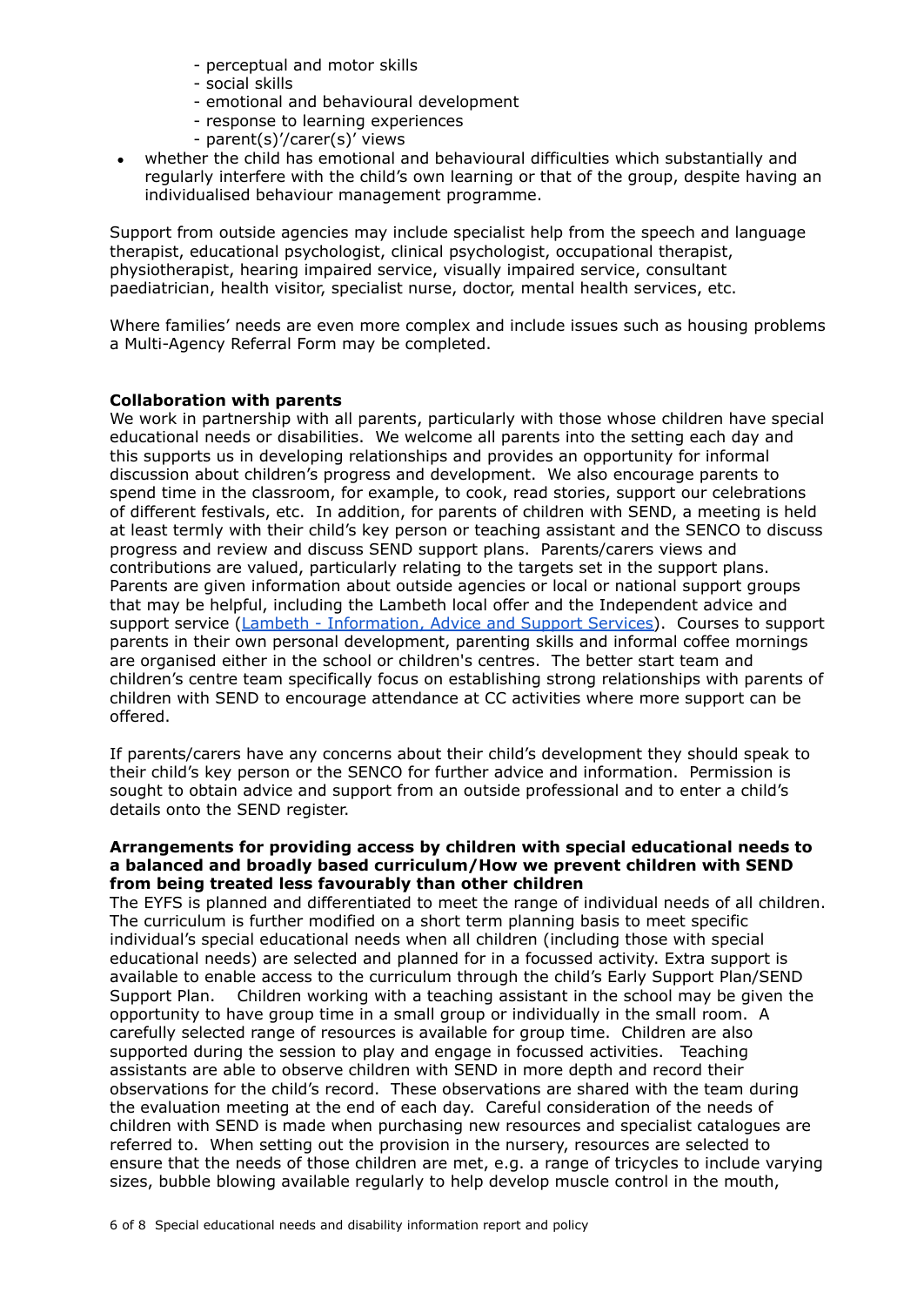- perceptual and motor skills
  - social skills
  - emotional and behavioural development
  - response to learning experiences
  - parent(s)'/carer(s)' views
- whether the child has emotional and behavioural difficulties which substantially and regularly interfere with the child's own learning or that of the group, despite having an individualised behaviour management programme.

Support from outside agencies may include specialist help from the speech and language therapist, educational psychologist, clinical psychologist, occupational therapist, physiotherapist, hearing impaired service, visually impaired service, consultant paediatrician, health visitor, specialist nurse, doctor, mental health services, etc.

Where families' needs are even more complex and include issues such as housing problems a Multi-Agency Referral Form may be completed.

**Collaboration with parents**

We work in partnership with all parents, particularly with those whose children have special educational needs or disabilities. We welcome all parents into the setting each day and this supports us in developing relationships and provides an opportunity for informal discussion about children's progress and development. We also encourage parents to spend time in the classroom, for example, to cook, read stories, support our celebrations of different festivals, etc. In addition, for parents of children with SEND, a meeting is held at least termly with their child's key person or teaching assistant and the SENCO to discuss progress and review and discuss SEND support plans. Parents/carers views and contributions are valued, particularly relating to the targets set in the support plans. Parents are given information about outside agencies or local or national support groups that may be helpful, including the Lambeth local offer and the Independent advice and support service (Lambeth - Information, Advice and Support Services). Courses to support parents in their own personal development, parenting skills and informal coffee mornings are organised either in the school or children's centres. The better start team and children's centre team specifically focus on establishing strong relationships with parents of children with SEND to encourage attendance at CC activities where more support can be offered.

If parents/carers have any concerns about their child's development they should speak to their child's key person or the SENCO for further advice and information. Permission is sought to obtain advice and support from an outside professional and to enter a child's details onto the SEND register.

**Arrangements for providing access by children with special educational needs to a balanced and broadly based curriculum/How we prevent children with SEND from being treated less favourably than other children**

The EYFS is planned and differentiated to meet the range of individual needs of all children. The curriculum is further modified on a short term planning basis to meet specific individual's special educational needs when all children (including those with special educational needs) are selected and planned for in a focussed activity. Extra support is available to enable access to the curriculum through the child's Early Support Plan/SEND Support Plan. Children working with a teaching assistant in the school may be given the opportunity to have group time in a small group or individually in the small room. A carefully selected range of resources is available for group time. Children are also supported during the session to play and engage in focussed activities. Teaching assistants are able to observe children with SEND in more depth and record their observations for the child's record. These observations are shared with the team during the evaluation meeting at the end of each day. Careful consideration of the needs of children with SEND is made when purchasing new resources and specialist catalogues are referred to. When setting out the provision in the nursery, resources are selected to ensure that the needs of those children are met, e.g. a range of tricycles to include varying sizes, bubble blowing available regularly to help develop muscle control in the mouth,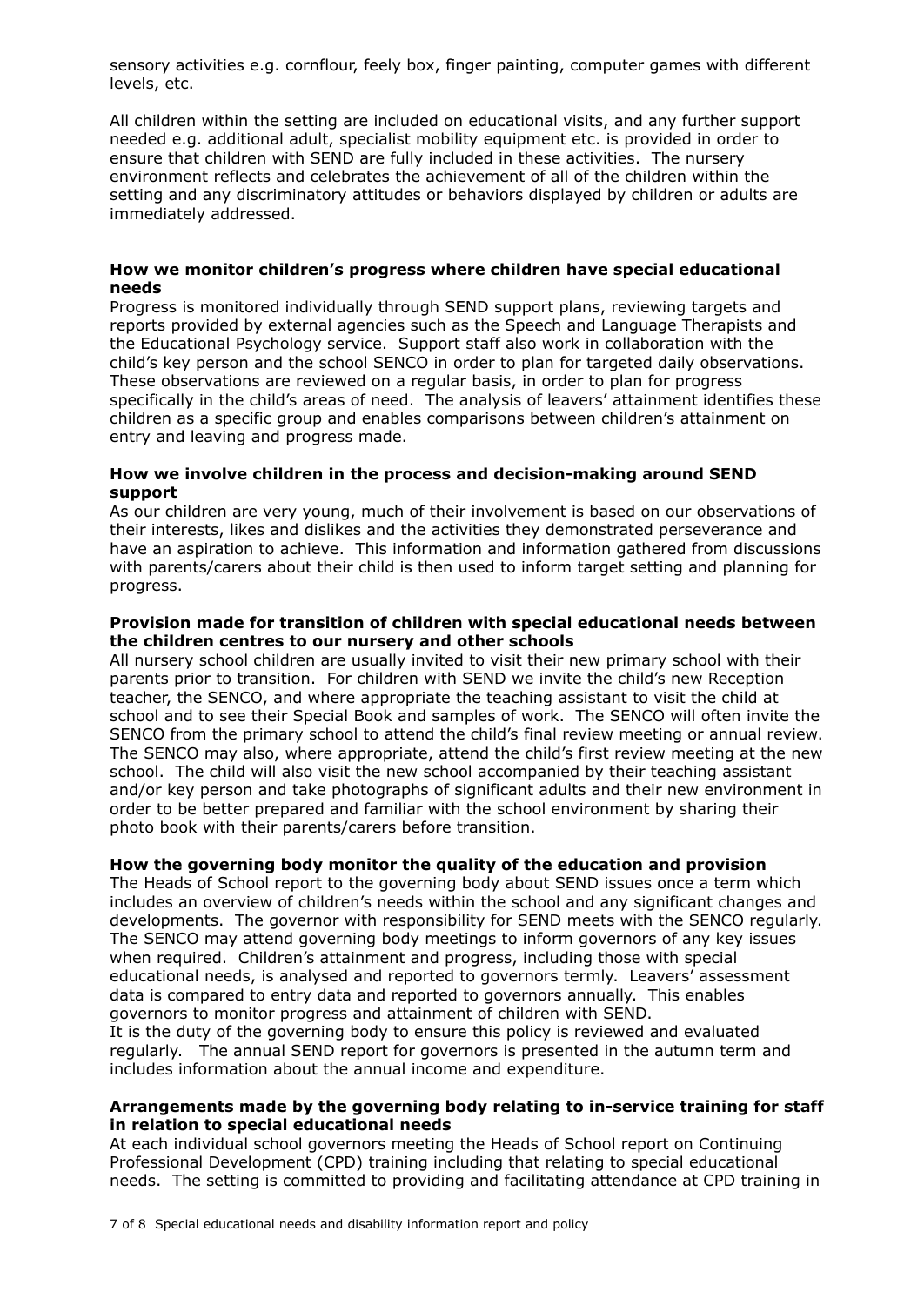sensory activities e.g. cornflour, feely box, finger painting, computer games with different levels, etc.

All children within the setting are included on educational visits, and any further support needed e.g. additional adult, specialist mobility equipment etc. is provided in order to ensure that children with SEND are fully included in these activities. The nursery environment reflects and celebrates the achievement of all of the children within the setting and any discriminatory attitudes or behaviors displayed by children or adults are immediately addressed.

**How we monitor children's progress where children have special educational needs**

Progress is monitored individually through SEND support plans, reviewing targets and reports provided by external agencies such as the Speech and Language Therapists and the Educational Psychology service. Support staff also work in collaboration with the child's key person and the school SENCO in order to plan for targeted daily observations. These observations are reviewed on a regular basis, in order to plan for progress specifically in the child's areas of need. The analysis of leavers' attainment identifies these children as a specific group and enables comparisons between children's attainment on entry and leaving and progress made.

**How we involve children in the process and decision-making around SEND support**

As our children are very young, much of their involvement is based on our observations of their interests, likes and dislikes and the activities they demonstrated perseverance and have an aspiration to achieve. This information and information gathered from discussions with parents/carers about their child is then used to inform target setting and planning for progress.

**Provision made for transition of children with special educational needs between the children centres to our nursery and other schools**

All nursery school children are usually invited to visit their new primary school with their parents prior to transition. For children with SEND we invite the child's new Reception teacher, the SENCO, and where appropriate the teaching assistant to visit the child at school and to see their Special Book and samples of work. The SENCO will often invite the SENCO from the primary school to attend the child's final review meeting or annual review. The SENCO may also, where appropriate, attend the child's first review meeting at the new school. The child will also visit the new school accompanied by their teaching assistant and/or key person and take photographs of significant adults and their new environment in order to be better prepared and familiar with the school environment by sharing their photo book with their parents/carers before transition.

**How the governing body monitor the quality of the education and provision**

The Heads of School report to the governing body about SEND issues once a term which includes an overview of children's needs within the school and any significant changes and developments. The governor with responsibility for SEND meets with the SENCO regularly. The SENCO may attend governing body meetings to inform governors of any key issues when required. Children's attainment and progress, including those with special educational needs, is analysed and reported to governors termly. Leavers' assessment data is compared to entry data and reported to governors annually. This enables governors to monitor progress and attainment of children with SEND.
It is the duty of the governing body to ensure this policy is reviewed and evaluated regularly. The annual SEND report for governors is presented in the autumn term and includes information about the annual income and expenditure.

**Arrangements made by the governing body relating to in-service training for staff in relation to special educational needs**

At each individual school governors meeting the Heads of School report on Continuing Professional Development (CPD) training including that relating to special educational needs. The setting is committed to providing and facilitating attendance at CPD training in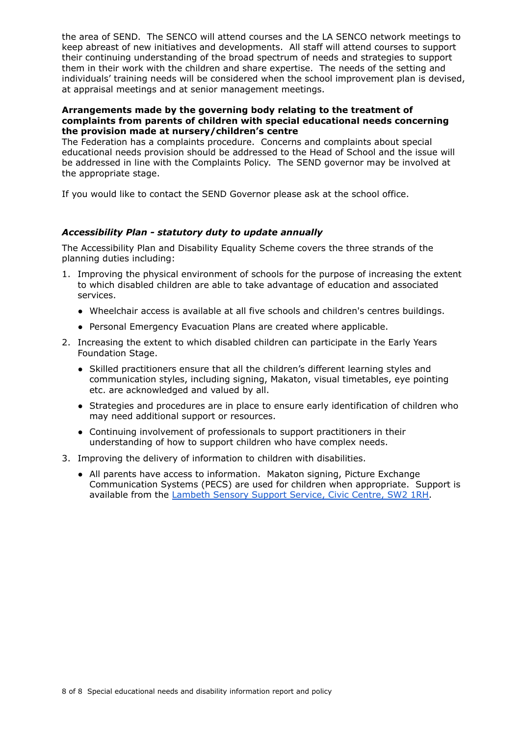the area of SEND. The SENCO will attend courses and the LA SENCO network meetings to keep abreast of new initiatives and developments. All staff will attend courses to support their continuing understanding of the broad spectrum of needs and strategies to support them in their work with the children and share expertise. The needs of the setting and individuals' training needs will be considered when the school improvement plan is devised, at appraisal meetings and at senior management meetings.

**Arrangements made by the governing body relating to the treatment of complaints from parents of children with special educational needs concerning the provision made at nursery/children's centre**

The Federation has a complaints procedure. Concerns and complaints about special educational needs provision should be addressed to the Head of School and the issue will be addressed in line with the Complaints Policy. The SEND governor may be involved at the appropriate stage.

If you would like to contact the SEND Governor please ask at the school office.

***Accessibility Plan - statutory duty to update annually***

The Accessibility Plan and Disability Equality Scheme covers the three strands of the planning duties including:

1. Improving the physical environment of schools for the purpose of increasing the extent to which disabled children are able to take advantage of education and associated services.
   - Wheelchair access is available at all five schools and children's centres buildings.
   - Personal Emergency Evacuation Plans are created where applicable.
2. Increasing the extent to which disabled children can participate in the Early Years Foundation Stage.
   - Skilled practitioners ensure that all the children's different learning styles and communication styles, including signing, Makaton, visual timetables, eye pointing etc. are acknowledged and valued by all.
   - Strategies and procedures are in place to ensure early identification of children who may need additional support or resources.
   - Continuing involvement of professionals to support practitioners in their understanding of how to support children who have complex needs.
3. Improving the delivery of information to children with disabilities.
   - All parents have access to information. Makaton signing, Picture Exchange Communication Systems (PECS) are used for children when appropriate. Support is available from the Lambeth Sensory Support Service, Civic Centre, SW2 1RH.